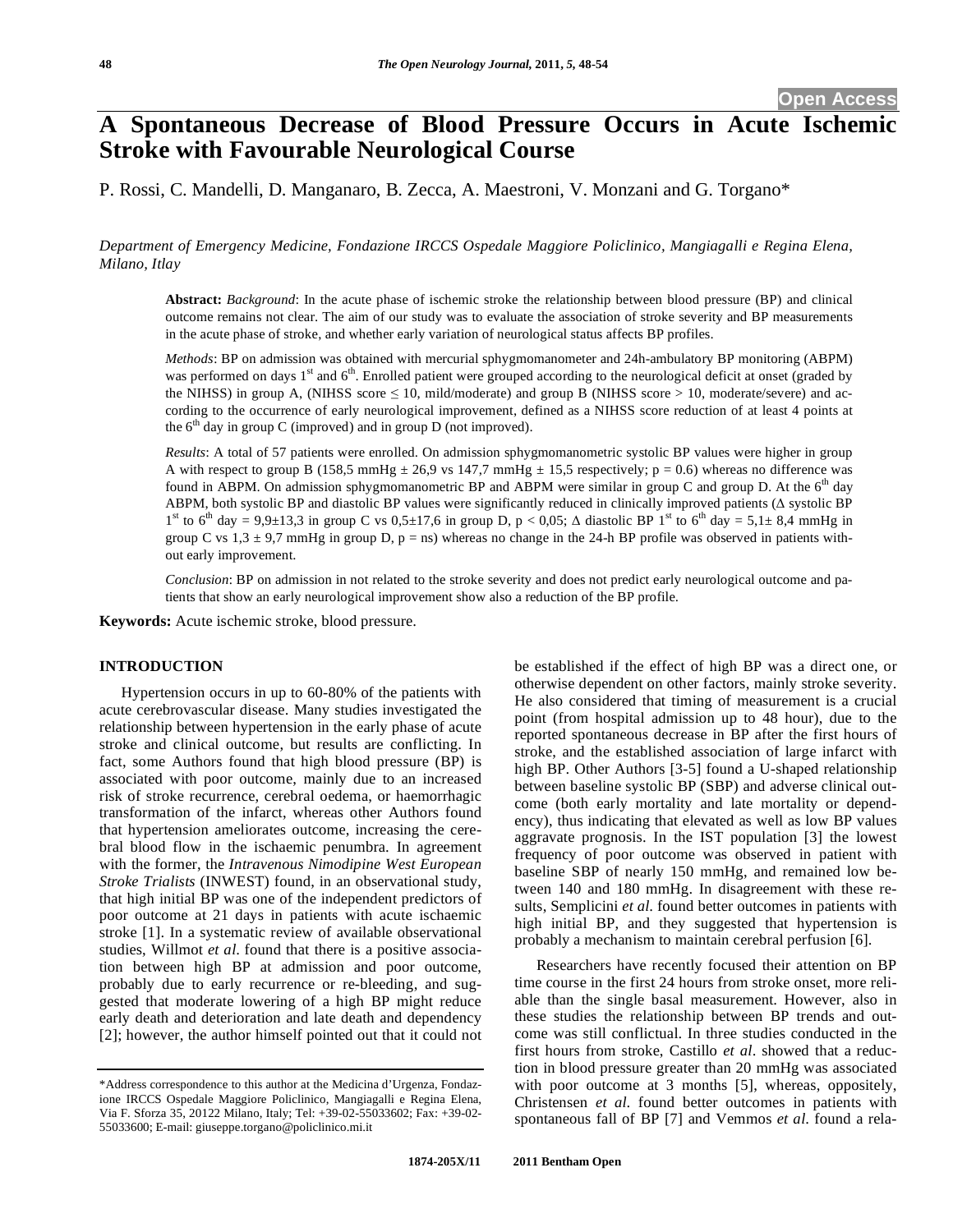**Open Access**

# A Spontaneous Decrease of Blood Pressure Occurs in Acute Ischemic Stroke with Favourable Neurological Course

P. Rossi, C. Mandelli, D. Manganaro, B. Zecca, A. Maestroni, V. Monzani and G. Torgano*

*Department of Emergency Medicine, Fondazione IRCCS Ospedale Maggiore Policlinico, Mangiagalli e Regina Elena, Milano, Itlay*

**Abstract:** *Background*: In the acute phase of ischemic stroke the relationship between blood pressure (BP) and clinical outcome remains not clear. The aim of our study was to evaluate the association of stroke severity and BP measurements in the acute phase of stroke, and whether early variation of neurological status affects BP profiles.

*Methods*: BP on admission was obtained with mercurial sphygmomanometer and 24h-ambulatory BP monitoring (ABPM) was performed on days 1$^{st}$ and 6$^{th}$. Enrolled patient were grouped according to the neurological deficit at onset (graded by the NIHSS) in group A, (NIHSS score $\leq 10$, mild/moderate) and group B (NIHSS score $> 10$, moderate/severe) and according to the occurrence of early neurological improvement, defined as a NIHSS score reduction of at least 4 points at the 6$^{th}$ day in group C (improved) and in group D (not improved).

*Results*: A total of 57 patients were enrolled. On admission sphygmomanometric systolic BP values were higher in group A with respect to group B (158,5 mmHg ± 26,9 vs 147,7 mmHg ± 15,5 respectively; p = 0.6) whereas no difference was found in ABPM. On admission sphygmomanometric BP and ABPM were similar in group C and group D. At the 6$^{th}$ day ABPM, both systolic BP and diastolic BP values were significantly reduced in clinically improved patients (Δ systolic BP 1$^{st}$ to 6$^{th}$ day = 9,9±13,3 in group C vs 0,5±17,6 in group D, p < 0,05; Δ diastolic BP 1$^{st}$ to 6$^{th}$ day = 5,1± 8,4 mmHg in group C vs 1,3 ± 9,7 mmHg in group D, p = ns) whereas no change in the 24-h BP profile was observed in patients without early improvement.

*Conclusion*: BP on admission in not related to the stroke severity and does not predict early neurological outcome and patients that show an early neurological improvement show also a reduction of the BP profile.

**Keywords:** Acute ischemic stroke, blood pressure.

## INTRODUCTION

Hypertension occurs in up to 60-80% of the patients with acute cerebrovascular disease. Many studies investigated the relationship between hypertension in the early phase of acute stroke and clinical outcome, but results are conflicting. In fact, some Authors found that high blood pressure (BP) is associated with poor outcome, mainly due to an increased risk of stroke recurrence, cerebral oedema, or haemorrhagic transformation of the infarct, whereas other Authors found that hypertension ameliorates outcome, increasing the cerebral blood flow in the ischaemic penumbra. In agreement with the former, the *Intravenous Nimodipine West European Stroke Trialists* (INWEST) found, in an observational study, that high initial BP was one of the independent predictors of poor outcome at 21 days in patients with acute ischaemic stroke [1]. In a systematic review of available observational studies, Willmot *et al*. found that there is a positive association between high BP at admission and poor outcome, probably due to early recurrence or re-bleeding, and suggested that moderate lowering of a high BP might reduce early death and deterioration and late death and dependency [2]; however, the author himself pointed out that it could not be established if the effect of high BP was a direct one, or otherwise dependent on other factors, mainly stroke severity. He also considered that timing of measurement is a crucial point (from hospital admission up to 48 hour), due to the reported spontaneous decrease in BP after the first hours of stroke, and the established association of large infarct with high BP. Other Authors [3-5] found a U-shaped relationship between baseline systolic BP (SBP) and adverse clinical outcome (both early mortality and late mortality or dependency), thus indicating that elevated as well as low BP values aggravate prognosis. In the IST population [3] the lowest frequency of poor outcome was observed in patient with baseline SBP of nearly 150 mmHg, and remained low between 140 and 180 mmHg. In disagreement with these results, Semplicini *et al*. found better outcomes in patients with high initial BP, and they suggested that hypertension is probably a mechanism to maintain cerebral perfusion [6].

Researchers have recently focused their attention on BP time course in the first 24 hours from stroke onset, more reliable than the single basal measurement. However, also in these studies the relationship between BP trends and outcome was still conflictual. In three studies conducted in the first hours from stroke, Castillo *et al*. showed that a reduction in blood pressure greater than 20 mmHg was associated with poor outcome at 3 months [5], whereas, oppositely, Christensen *et al*. found better outcomes in patients with spontaneous fall of BP [7] and Vemmos *et al*. found a rela-

*Address correspondence to this author at the Medicina d'Urgenza, Fondazione IRCCS Ospedale Maggiore Policlinico, Mangiagalli e Regina Elena, Via F. Sforza 35, 20122 Milano, Italy; Tel: +39-02-55033602; Fax: +39-02-55033600; E-mail: giuseppe.torgano@policlinico.mi.it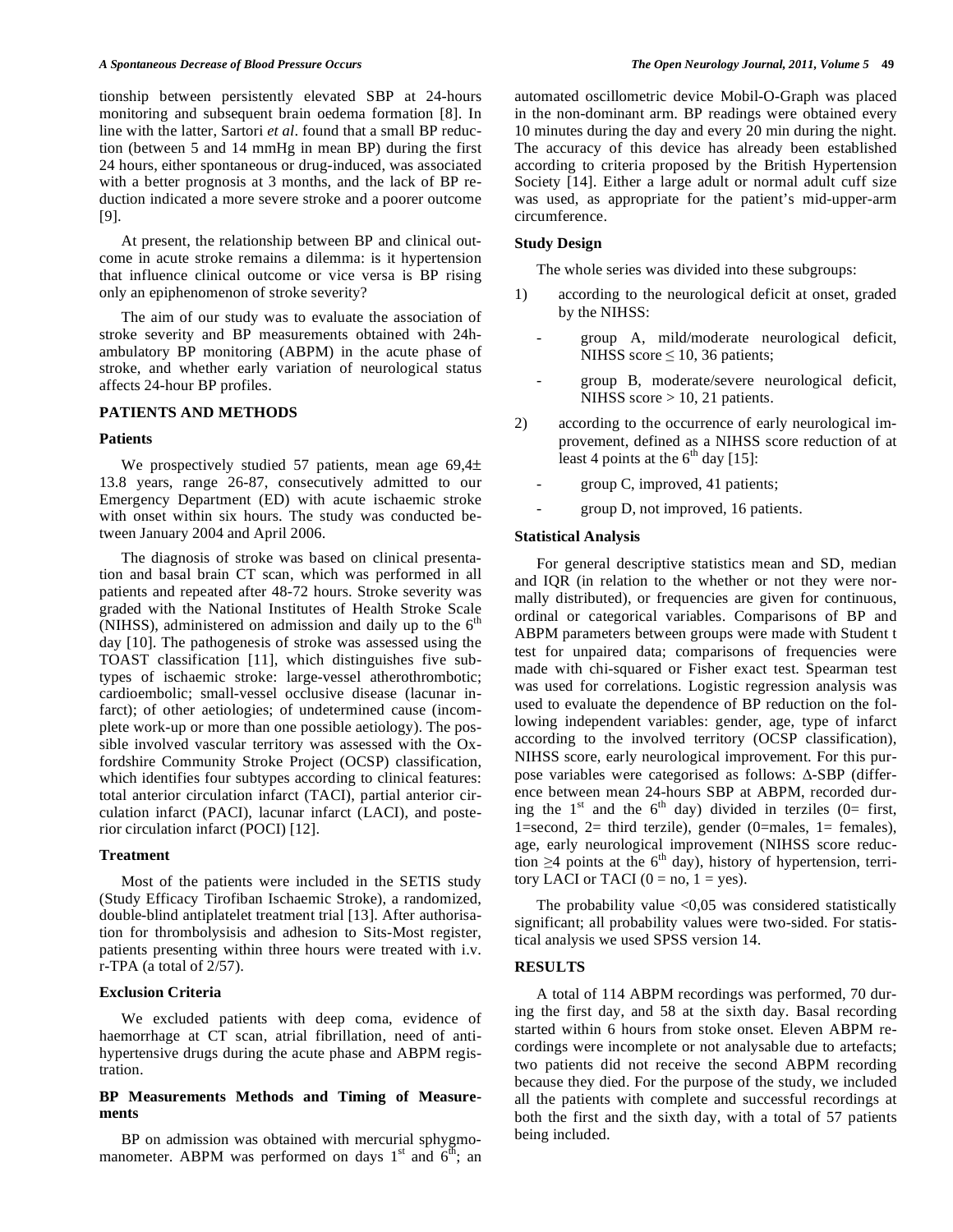tionship between persistently elevated SBP at 24-hours monitoring and subsequent brain oedema formation [8]. In line with the latter, Sartori *et al*. found that a small BP reduction (between 5 and 14 mmHg in mean BP) during the first 24 hours, either spontaneous or drug-induced, was associated with a better prognosis at 3 months, and the lack of BP reduction indicated a more severe stroke and a poorer outcome [9].

At present, the relationship between BP and clinical outcome in acute stroke remains a dilemma: is it hypertension that influence clinical outcome or vice versa is BP rising only an epiphenomenon of stroke severity?

The aim of our study was to evaluate the association of stroke severity and BP measurements obtained with 24h-ambulatory BP monitoring (ABPM) in the acute phase of stroke, and whether early variation of neurological status affects 24-hour BP profiles.

## PATIENTS AND METHODS

### Patients

We prospectively studied 57 patients, mean age 69,4± 13.8 years, range 26-87, consecutively admitted to our Emergency Department (ED) with acute ischaemic stroke with onset within six hours. The study was conducted between January 2004 and April 2006.

The diagnosis of stroke was based on clinical presentation and basal brain CT scan, which was performed in all patients and repeated after 48-72 hours. Stroke severity was graded with the National Institutes of Health Stroke Scale (NIHSS), administered on admission and daily up to the 6th day [10]. The pathogenesis of stroke was assessed using the TOAST classification [11], which distinguishes five subtypes of ischaemic stroke: large-vessel atherothrombotic; cardioembolic; small-vessel occlusive disease (lacunar infarct); of other aetiologies; of undetermined cause (incomplete work-up or more than one possible aetiology). The possible involved vascular territory was assessed with the Oxfordshire Community Stroke Project (OCSP) classification, which identifies four subtypes according to clinical features: total anterior circulation infarct (TACI), partial anterior circulation infarct (PACI), lacunar infarct (LACI), and posterior circulation infarct (POCI) [12].

### Treatment

Most of the patients were included in the SETIS study (Study Efficacy Tirofiban Ischaemic Stroke), a randomized, double-blind antiplatelet treatment trial [13]. After authorisation for thrombolysisis and adhesion to Sits-Most register, patients presenting within three hours were treated with i.v. r-TPA (a total of 2/57).

### Exclusion Criteria

We excluded patients with deep coma, evidence of haemorrhage at CT scan, atrial fibrillation, need of anti-hypertensive drugs during the acute phase and ABPM registration.

### BP Measurements Methods and Timing of Measurements

BP on admission was obtained with mercurial sphygmomanometer. ABPM was performed on days 1st and 6th; an automated oscillometric device Mobil-O-Graph was placed in the non-dominant arm. BP readings were obtained every 10 minutes during the day and every 20 min during the night. The accuracy of this device has already been established according to criteria proposed by the British Hypertension Society [14]. Either a large adult or normal adult cuff size was used, as appropriate for the patient's mid-upper-arm circumference.

### Study Design

The whole series was divided into these subgroups:

1) according to the neurological deficit at onset, graded by the NIHSS:
   - group A, mild/moderate neurological deficit, NIHSS score $\leq 10$, 36 patients;
   - group B, moderate/severe neurological deficit, NIHSS score $> 10$, 21 patients.
2) according to the occurrence of early neurological improvement, defined as a NIHSS score reduction of at least 4 points at the 6th day [15]:
   - group C, improved, 41 patients;
   - group D, not improved, 16 patients.

### Statistical Analysis

For general descriptive statistics mean and SD, median and IQR (in relation to the whether or not they were normally distributed), or frequencies are given for continuous, ordinal or categorical variables. Comparisons of BP and ABPM parameters between groups were made with Student t test for unpaired data; comparisons of frequencies were made with chi-squared or Fisher exact test. Spearman test was used for correlations. Logistic regression analysis was used to evaluate the dependence of BP reduction on the following independent variables: gender, age, type of infarct according to the involved territory (OCSP classification), NIHSS score, early neurological improvement. For this purpose variables were categorised as follows: Δ-SBP (difference between mean 24-hours SBP at ABPM, recorded during the 1st and the 6th day) divided in terziles (0= first, 1=second, 2= third terzile), gender (0=males, 1= females), age, early neurological improvement (NIHSS score reduction $\geq 4$ points at the 6th day), history of hypertension, territory LACI or TACI (0 = no, 1 = yes).

The probability value <0,05 was considered statistically significant; all probability values were two-sided. For statistical analysis we used SPSS version 14.

## RESULTS

A total of 114 ABPM recordings was performed, 70 during the first day, and 58 at the sixth day. Basal recording started within 6 hours from stoke onset. Eleven ABPM recordings were incomplete or not analysable due to artefacts; two patients did not receive the second ABPM recording because they died. For the purpose of the study, we included all the patients with complete and successful recordings at both the first and the sixth day, with a total of 57 patients being included.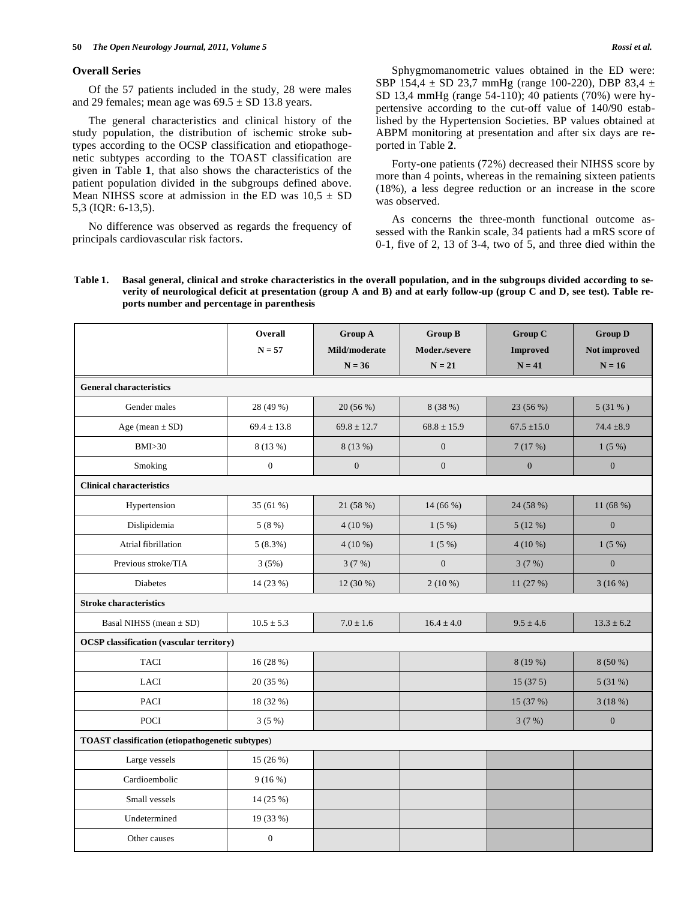## Overall Series

Of the 57 patients included in the study, 28 were males and 29 females; mean age was 69.5 ± SD 13.8 years.

The general characteristics and clinical history of the study population, the distribution of ischemic stroke subtypes according to the OCSP classification and etiopathogenetic subtypes according to the TOAST classification are given in Table **1**, that also shows the characteristics of the patient population divided in the subgroups defined above. Mean NIHSS score at admission in the ED was 10,5 ± SD 5,3 (IQR: 6-13,5).

No difference was observed as regards the frequency of principals cardiovascular risk factors.

Sphygmomanometric values obtained in the ED were: SBP 154,4 ± SD 23,7 mmHg (range 100-220), DBP 83,4 ± SD 13,4 mmHg (range 54-110); 40 patients (70%) were hypertensive according to the cut-off value of 140/90 established by the Hypertension Societies. BP values obtained at ABPM monitoring at presentation and after six days are reported in Table **2**.

Forty-one patients (72%) decreased their NIHSS score by more than 4 points, whereas in the remaining sixteen patients (18%), a less degree reduction or an increase in the score was observed.

As concerns the three-month functional outcome assessed with the Rankin scale, 34 patients had a mRS score of 0-1, five of 2, 13 of 3-4, two of 5, and three died within the

**Table 1. Basal general, clinical and stroke characteristics in the overall population, and in the subgroups divided according to severity of neurological deficit at presentation (group A and B) and at early follow-up (group C and D, see test). Table reports number and percentage in parenthesis**

| | Overall N = 57 | Group A Mild/moderate N = 36 | Group B Moder./severe N = 21 | Group C Improved N = 41 | Group D Not improved N = 16 |
|---|---|---|---|---|---|
| **General characteristics** | | | | | |
| Gender males | 28 (49 %) | 20 (56 %) | 8 (38 %) | 23 (56 %) | 5 (31 % ) |
| Age (mean ± SD) | 69.4 ± 13.8 | 69.8 ± 12.7 | 68.8 ± 15.9 | 67.5 ±15.0 | 74.4 ±8.9 |
| BMI>30 | 8 (13 %) | 8 (13 %) | 0 | 7 (17 %) | 1 (5 %) |
| Smoking | 0 | 0 | 0 | 0 | 0 |
| **Clinical characteristics** | | | | | |
| Hypertension | 35 (61 %) | 21 (58 %) | 14 (66 %) | 24 (58 %) | 11 (68 %) |
| Dislipidemia | 5 (8 %) | 4 (10 %) | 1 (5 %) | 5 (12 %) | 0 |
| Atrial fibrillation | 5 (8.3%) | 4 (10 %) | 1 (5 %) | 4 (10 %) | 1 (5 %) |
| Previous stroke/TIA | 3 (5%) | 3 (7 %) | 0 | 3 (7 %) | 0 |
| Diabetes | 14 (23 %) | 12 (30 %) | 2 (10 %) | 11 (27 %) | 3 (16 %) |
| **Stroke characteristics** | | | | | |
| Basal NIHSS (mean ± SD) | 10.5 ± 5.3 | 7.0 ± 1.6 | 16.4 ± 4.0 | 9.5 ± 4.6 | 13.3 ± 6.2 |
| **OCSP classification (vascular territory)** | | | | | |
| TACI | 16 (28 %) | | | 8 (19 %) | 8 (50 %) |
| LACI | 20 (35 %) | | | 15 (37 5) | 5 (31 %) |
| PACI | 18 (32 %) | | | 15 (37 %) | 3 (18 %) |
| POCI | 3 (5 %) | | | 3 (7 %) | 0 |
| **TOAST classification (etiopathogenetic subtypes)** | | | | | |
| Large vessels | 15 (26 %) | | | | |
| Cardioembolic | 9 (16 %) | | | | |
| Small vessels | 14 (25 %) | | | | |
| Undetermined | 19 (33 %) | | | | |
| Other causes | 0 | | | | |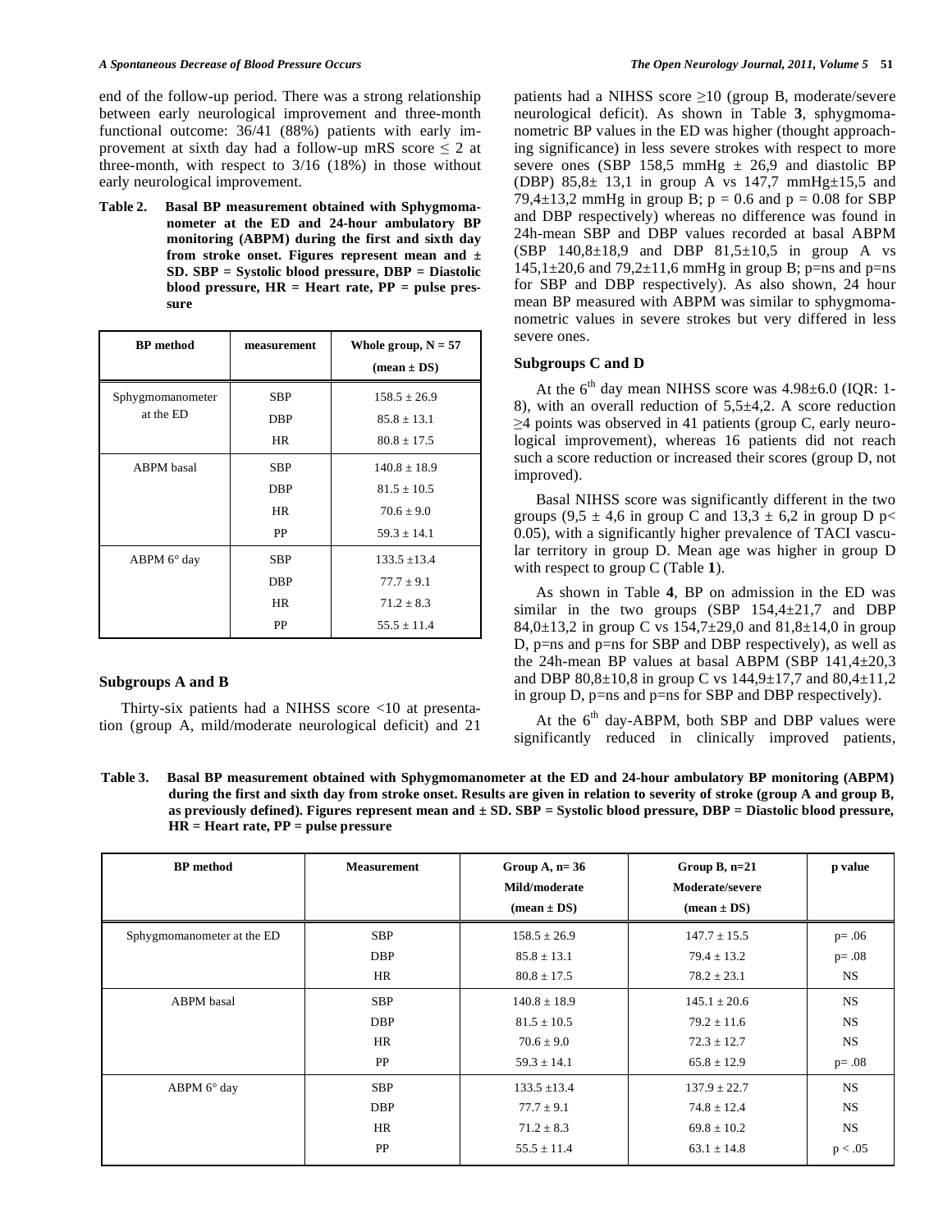end of the follow-up period. There was a strong relationship between early neurological improvement and three-month functional outcome: 36/41 (88%) patients with early improvement at sixth day had a follow-up mRS score ≤ 2 at three-month, with respect to 3/16 (18%) in those without early neurological improvement.

**Table 2. Basal BP measurement obtained with Sphygmomanometer at the ED and 24-hour ambulatory BP monitoring (ABPM) during the first and sixth day from stroke onset. Figures represent mean and ± SD. SBP = Systolic blood pressure, DBP = Diastolic blood pressure, HR = Heart rate, PP = pulse pressure**

| BP method | measurement | Whole group, N = 57 (mean ± DS) |
|---|---|---|
| Sphygmomanometer at the ED | SBP | 158.5 ± 26.9 |
| | DBP | 85.8 ± 13.1 |
| | HR | 80.8 ± 17.5 |
| ABPM basal | SBP | 140.8 ± 18.9 |
| | DBP | 81.5 ± 10.5 |
| | HR | 70.6 ± 9.0 |
| | PP | 59.3 ± 14.1 |
| ABPM 6° day | SBP | 133.5 ±13.4 |
| | DBP | 77.7 ± 9.1 |
| | HR | 71.2 ± 8.3 |
| | PP | 55.5 ± 11.4 |

### Subgroups A and B

Thirty-six patients had a NIHSS score <10 at presentation (group A, mild/moderate neurological deficit) and 21 patients had a NIHSS score ≥10 (group B, moderate/severe neurological deficit). As shown in Table **3**, sphygmomanometric BP values in the ED was higher (thought approaching significance) in less severe strokes with respect to more severe ones (SBP 158,5 mmHg ± 26,9 and diastolic BP (DBP) 85,8± 13,1 in group A vs 147,7 mmHg±15,5 and 79,4±13,2 mmHg in group B; p = 0.6 and p = 0.08 for SBP and DBP respectively) whereas no difference was found in 24h-mean SBP and DBP values recorded at basal ABPM (SBP 140,8±18,9 and DBP 81,5±10,5 in group A vs 145,1±20,6 and 79,2±11,6 mmHg in group B; p=ns and p=ns for SBP and DBP respectively). As also shown, 24 hour mean BP measured with ABPM was similar to sphygmomanometric values in severe strokes but very differed in less severe ones.

### Subgroups C and D

At the 6[th] day mean NIHSS score was 4.98±6.0 (IQR: 1-8), with an overall reduction of 5,5±4,2. A score reduction ≥4 points was observed in 41 patients (group C, early neurological improvement), whereas 16 patients did not reach such a score reduction or increased their scores (group D, not improved).

Basal NIHSS score was significantly different in the two groups (9,5 ± 4,6 in group C and 13,3 ± 6,2 in group D $p < 0.05$), with a significantly higher prevalence of TACI vascular territory in group D. Mean age was higher in group D with respect to group C (Table **1**).

As shown in Table **4**, BP on admission in the ED was similar in the two groups (SBP 154,4±21,7 and DBP 84,0±13,2 in group C vs 154,7±29,0 and 81,8±14,0 in group D, p=ns and p=ns for SBP and DBP respectively), as well as the 24h-mean BP values at basal ABPM (SBP 141,4±20,3 and DBP 80,8±10,8 in group C vs 144,9±17,7 and 80,4±11,2 in group D, p=ns and p=ns for SBP and DBP respectively).

At the 6[th] day-ABPM, both SBP and DBP values were significantly reduced in clinically improved patients,

**Table 3. Basal BP measurement obtained with Sphygmomanometer at the ED and 24-hour ambulatory BP monitoring (ABPM) during the first and sixth day from stroke onset. Results are given in relation to severity of stroke (group A and group B, as previously defined). Figures represent mean and ± SD. SBP = Systolic blood pressure, DBP = Diastolic blood pressure, HR = Heart rate, PP = pulse pressure**

| BP method | Measurement | Group A, n= 36 Mild/moderate (mean ± DS) | Group B, n=21 Moderate/severe (mean ± DS) | p value |
|---|---|---|---|---|
| Sphygmomanometer at the ED | SBP | 158.5 ± 26.9 | 147.7 ± 15.5 | p= .06 |
| | DBP | 85.8 ± 13.1 | 79.4 ± 13.2 | p= .08 |
| | HR | 80.8 ± 17.5 | 78.2 ± 23.1 | NS |
| ABPM basal | SBP | 140.8 ± 18.9 | 145.1 ± 20.6 | NS |
| | DBP | 81.5 ± 10.5 | 79.2 ± 11.6 | NS |
| | HR | 70.6 ± 9.0 | 72.3 ± 12.7 | NS |
| | PP | 59.3 ± 14.1 | 65.8 ± 12.9 | p= .08 |
| ABPM 6° day | SBP | 133.5 ±13.4 | 137.9 ± 22.7 | NS |
| | DBP | 77.7 ± 9.1 | 74.8 ± 12.4 | NS |
| | HR | 71.2 ± 8.3 | 69.8 ± 10.2 | NS |
| | PP | 55.5 ± 11.4 | 63.1 ± 14.8 | p < .05 |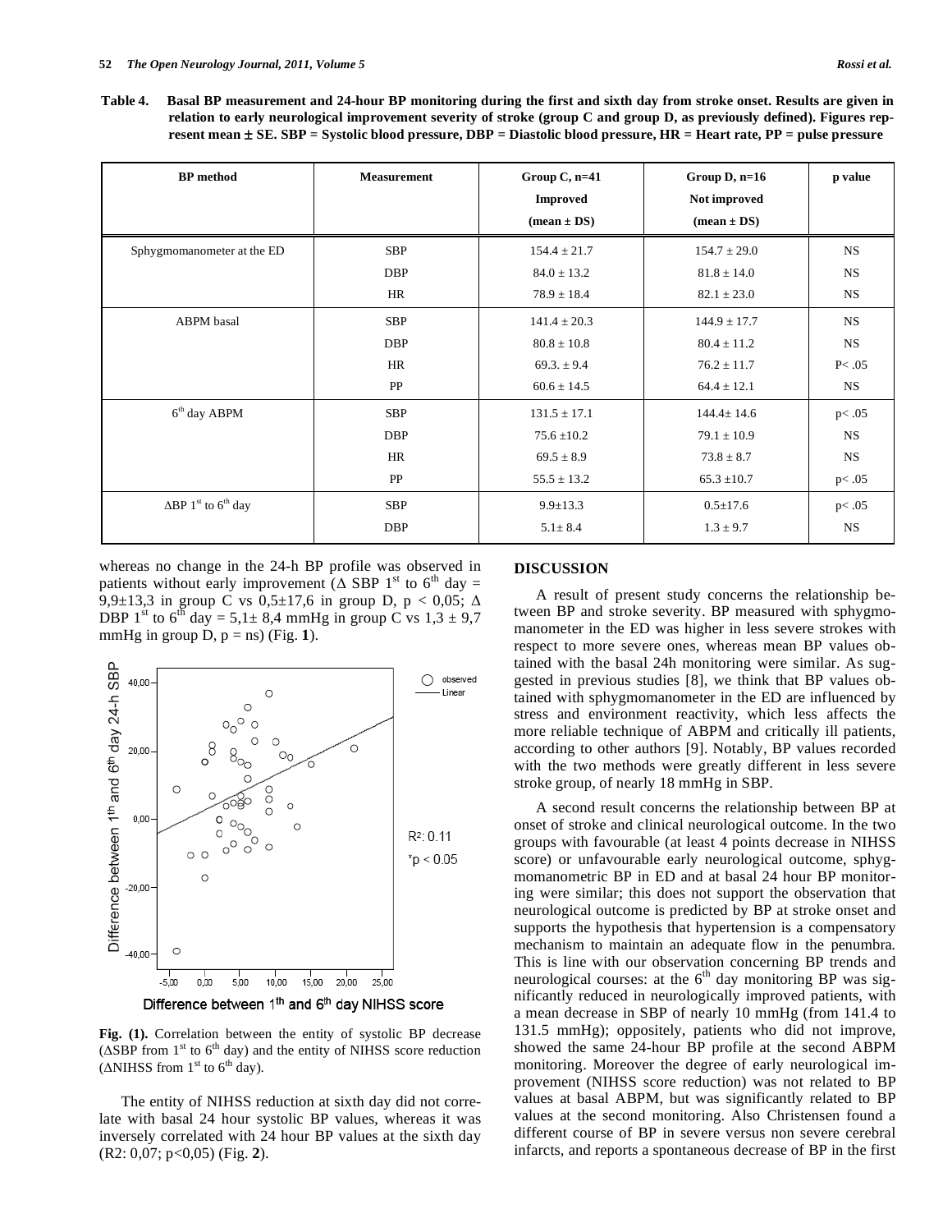**Table 4. Basal BP measurement and 24-hour BP monitoring during the first and sixth day from stroke onset. Results are given in relation to early neurological improvement severity of stroke (group C and group D, as previously defined). Figures represent mean ± SE. SBP = Systolic blood pressure, DBP = Diastolic blood pressure, HR = Heart rate, PP = pulse pressure**

| BP method | Measurement | Group C, n=41 Improved (mean ± DS) | Group D, n=16 Not improved (mean ± DS) | p value |
|---|---|---|---|---|
| Sphygmomanometer at the ED | SBP | 154.4 ± 21.7 | 154.7 ± 29.0 | NS |
| | DBP | 84.0 ± 13.2 | 81.8 ± 14.0 | NS |
| | HR | 78.9 ± 18.4 | 82.1 ± 23.0 | NS |
| ABPM basal | SBP | 141.4 ± 20.3 | 144.9 ± 17.7 | NS |
| | DBP | 80.8 ± 10.8 | 80.4 ± 11.2 | NS |
| | HR | 69.3. ± 9.4 | 76.2 ± 11.7 | P< .05 |
| | PP | 60.6 ± 14.5 | 64.4 ± 12.1 | NS |
| 6th day ABPM | SBP | 131.5 ± 17.1 | 144.4± 14.6 | p< .05 |
| | DBP | 75.6 ±10.2 | 79.1 ± 10.9 | NS |
| | HR | 69.5 ± 8.9 | 73.8 ± 8.7 | NS |
| | PP | 55.5 ± 13.2 | 65.3 ±10.7 | p< .05 |
| ΔBP 1st to 6th day | SBP | 9.9±13.3 | 0.5±17.6 | p< .05 |
| | DBP | 5.1± 8.4 | 1.3 ± 9.7 | NS |

whereas no change in the 24-h BP profile was observed in patients without early improvement (Δ SBP 1st to 6th day = 9,9±13,3 in group C vs 0,5±17,6 in group D, $p < 0,05$; Δ DBP 1st to 6th day = 5,1± 8,4 mmHg in group C vs 1,3 ± 9,7 mmHg in group D, p = ns) (Fig. **1**).

**Fig. (1).** Correlation between the entity of systolic BP decrease (ΔSBP from 1st to 6th day) and the entity of NIHSS score reduction (ΔNIHSS from 1st to 6th day).

The entity of NIHSS reduction at sixth day did not correlate with basal 24 hour systolic BP values, whereas it was inversely correlated with 24 hour BP values at the sixth day ($R^2$: 0,07; $p<0,05$) (Fig. **2**).

## DISCUSSION

A result of present study concerns the relationship between BP and stroke severity. BP measured with sphygmomanometer in the ED was higher in less severe strokes with respect to more severe ones, whereas mean BP values obtained with the basal 24h monitoring were similar. As suggested in previous studies [8], we think that BP values obtained with sphygmomanometer in the ED are influenced by stress and environment reactivity, which less affects the more reliable technique of ABPM and critically ill patients, according to other authors [9]. Notably, BP values recorded with the two methods were greatly different in less severe stroke group, of nearly 18 mmHg in SBP.

A second result concerns the relationship between BP at onset of stroke and clinical neurological outcome. In the two groups with favourable (at least 4 points decrease in NIHSS score) or unfavourable early neurological outcome, sphygmomanometric BP in ED and at basal 24 hour BP monitoring were similar; this does not support the observation that neurological outcome is predicted by BP at stroke onset and supports the hypothesis that hypertension is a compensatory mechanism to maintain an adequate flow in the penumbra. This is line with our observation concerning BP trends and neurological courses: at the 6th day monitoring BP was significantly reduced in neurologically improved patients, with a mean decrease in SBP of nearly 10 mmHg (from 141.4 to 131.5 mmHg); oppositely, patients who did not improve, showed the same 24-hour BP profile at the second ABPM monitoring. Moreover the degree of early neurological improvement (NIHSS score reduction) was not related to BP values at basal ABPM, but was significantly related to BP values at the second monitoring. Also Christensen found a different course of BP in severe versus non severe cerebral infarcts, and reports a spontaneous decrease of BP in the first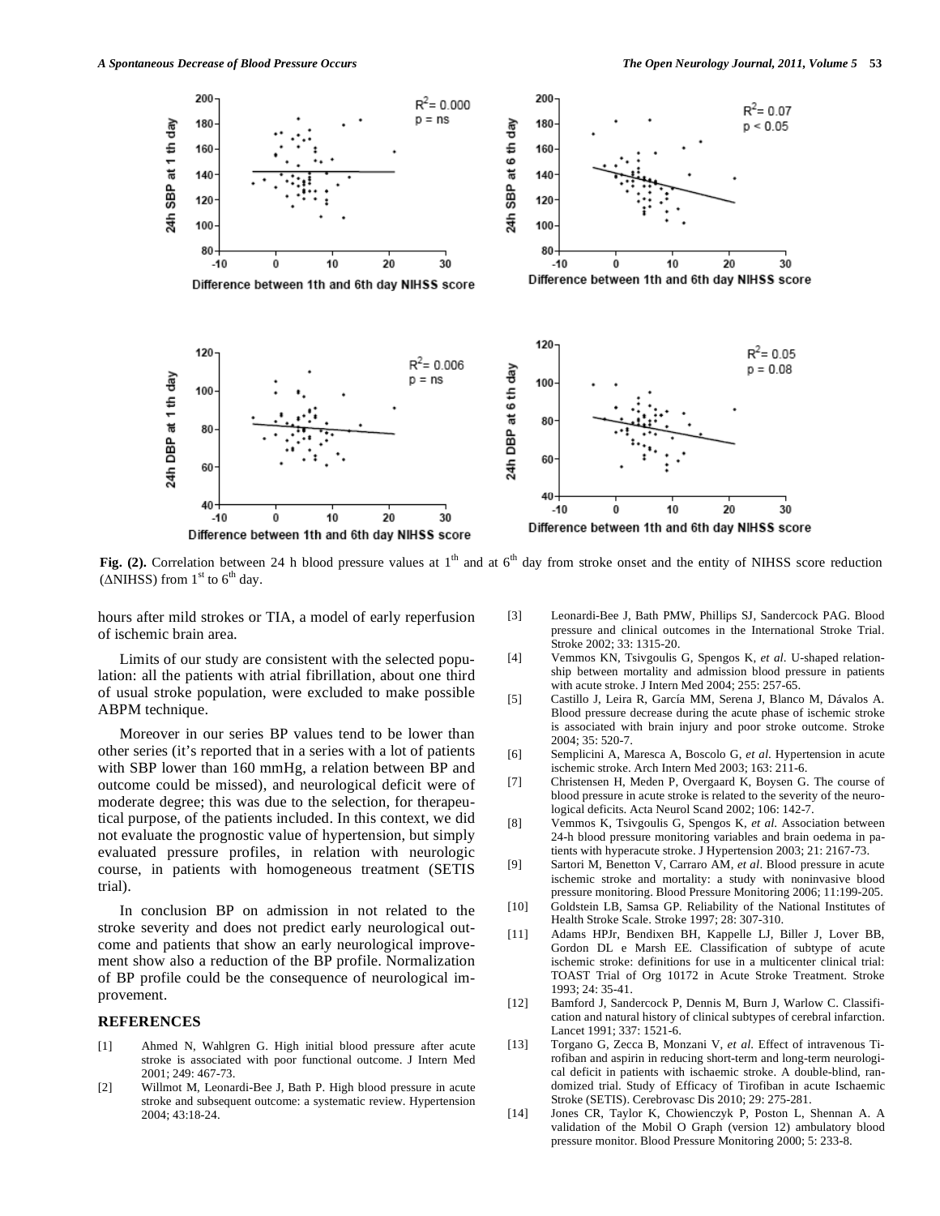Fig. (2). Correlation between 24 h blood pressure values at 1th and at 6th day from stroke onset and the entity of NIHSS score reduction (ΔNIHSS) from 1st to 6th day.

hours after mild strokes or TIA, a model of early reperfusion of ischemic brain area.

Limits of our study are consistent with the selected population: all the patients with atrial fibrillation, about one third of usual stroke population, were excluded to make possible ABPM technique.

Moreover in our series BP values tend to be lower than other series (it's reported that in a series with a lot of patients with SBP lower than 160 mmHg, a relation between BP and outcome could be missed), and neurological deficit were of moderate degree; this was due to the selection, for therapeutical purpose, of the patients included. In this context, we did not evaluate the prognostic value of hypertension, but simply evaluated pressure profiles, in relation with neurologic course, in patients with homogeneous treatment (SETIS trial).

In conclusion BP on admission in not related to the stroke severity and does not predict early neurological outcome and patients that show an early neurological improvement show also a reduction of the BP profile. Normalization of BP profile could be the consequence of neurological improvement.

## REFERENCES

[1] Ahmed N, Wahlgren G. High initial blood pressure after acute stroke is associated with poor functional outcome. J Intern Med 2001; 249: 467-73.

[2] Willmot M, Leonardi-Bee J, Bath P. High blood pressure in acute stroke and subsequent outcome: a systematic review. Hypertension 2004; 43:18-24.

[3] Leonardi-Bee J, Bath PMW, Phillips SJ, Sandercock PAG. Blood pressure and clinical outcomes in the International Stroke Trial. Stroke 2002; 33: 1315-20.

[4] Vemmos KN, Tsivgoulis G, Spengos K, *et al*. U-shaped relationship between mortality and admission blood pressure in patients with acute stroke. J Intern Med 2004; 255: 257-65.

[5] Castillo J, Leira R, García MM, Serena J, Blanco M, Dávalos A. Blood pressure decrease during the acute phase of ischemic stroke is associated with brain injury and poor stroke outcome. Stroke 2004; 35: 520-7.

[6] Semplicini A, Maresca A, Boscolo G, *et al.* Hypertension in acute ischemic stroke. Arch Intern Med 2003; 163: 211-6.

[7] Christensen H, Meden P, Overgaard K, Boysen G. The course of blood pressure in acute stroke is related to the severity of the neurological deficits. Acta Neurol Scand 2002; 106: 142-7.

[8] Vemmos K, Tsivgoulis G, Spengos K, *et al.* Association between 24-h blood pressure monitoring variables and brain oedema in patients with hyperacute stroke. J Hypertension 2003; 21: 2167-73.

[9] Sartori M, Benetton V, Carraro AM, *et al*. Blood pressure in acute ischemic stroke and mortality: a study with noninvasive blood pressure monitoring. Blood Pressure Monitoring 2006; 11:199-205.

[10] Goldstein LB, Samsa GP. Reliability of the National Institutes of Health Stroke Scale. Stroke 1997; 28: 307-310.

[11] Adams HPJr, Bendixen BH, Kappelle LJ, Biller J, Lover BB, Gordon DL e Marsh EE. Classification of subtype of acute ischemic stroke: definitions for use in a multicenter clinical trial: TOAST Trial of Org 10172 in Acute Stroke Treatment. Stroke 1993; 24: 35-41.

[12] Bamford J, Sandercock P, Dennis M, Burn J, Warlow C. Classification and natural history of clinical subtypes of cerebral infarction. Lancet 1991; 337: 1521-6.

[13] Torgano G, Zecca B, Monzani V, *et al.* Effect of intravenous Tirofiban and aspirin in reducing short-term and long-term neurological deficit in patients with ischaemic stroke. A double-blind, randomized trial. Study of Efficacy of Tirofiban in acute Ischaemic Stroke (SETIS). Cerebrovasc Dis 2010; 29: 275-281.

[14] Jones CR, Taylor K, Chowienczyk P, Poston L, Shennan A. A validation of the Mobil O Graph (version 12) ambulatory blood pressure monitor. Blood Pressure Monitoring 2000; 5: 233-8.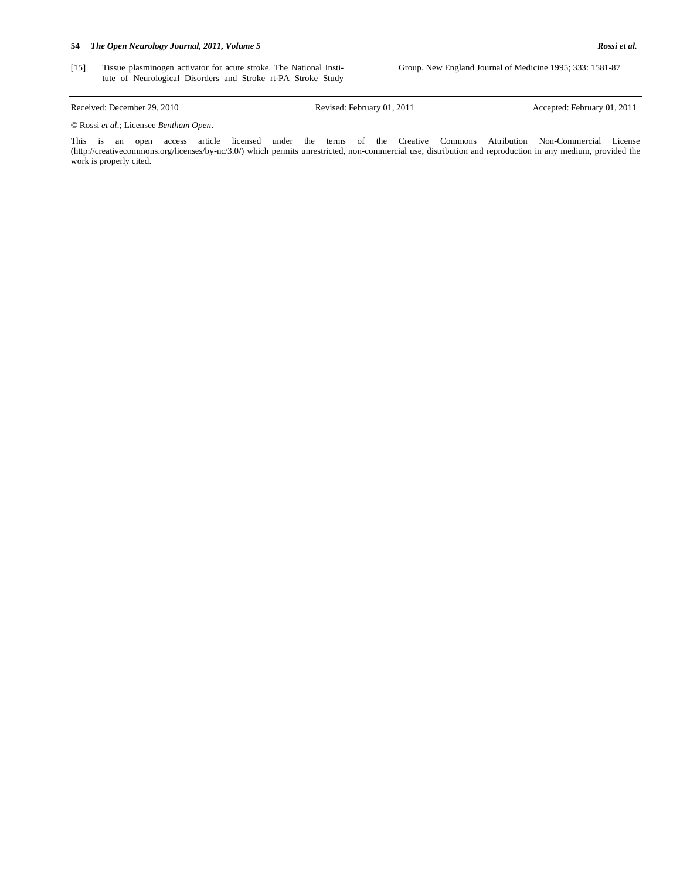[15] Tissue plasminogen activator for acute stroke. The National Institute of Neurological Disorders and Stroke rt-PA Stroke Study Group. New England Journal of Medicine 1995; 333: 1581-87

Received: December 29, 2010 Revised: February 01, 2011 Accepted: February 01, 2011

© Rossi *et al*.; Licensee *Bentham Open*.

This is an open access article licensed under the terms of the Creative Commons Attribution Non-Commercial License (http://creativecommons.org/licenses/by-nc/3.0/) which permits unrestricted, non-commercial use, distribution and reproduction in any medium, provided the work is properly cited.